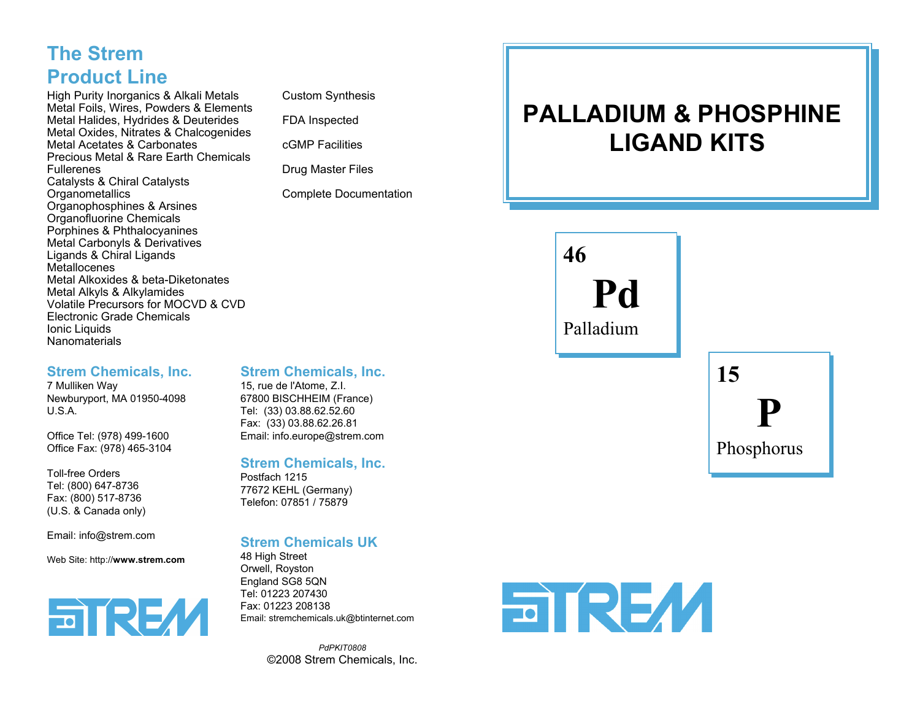## The Strem Product Line

High Purity Inorganics & Alkali Metals
Metal Foils, Wires, Powders & Elements
Metal Halides, Hydrides & Deuterides
Metal Oxides, Nitrates & Chalcogenides
Metal Acetates & Carbonates
Precious Metal & Rare Earth Chemicals
Fullerenes
Catalysts & Chiral Catalysts
Organometallics
Organophosphines & Arsines
Organofluorine Chemicals
Porphines & Phthalocyanines
Metal Carbonyls & Derivatives
Ligands & Chiral Ligands
Metallocenes
Metal Alkoxides & beta-Diketonates
Metal Alkyls & Alkylamides
Volatile Precursors for MOCVD & CVD
Electronic Grade Chemicals
Ionic Liquids
Nanomaterials

Custom Synthesis

FDA Inspected

cGMP Facilities

Drug Master Files

Complete Documentation

### Strem Chemicals, Inc.

7 Mulliken Way
Newburyport, MA 01950-4098
U.S.A.

Office Tel: (978) 499-1600
Office Fax: (978) 465-3104

Toll-free Orders
Tel: (800) 647-8736
Fax: (800) 517-8736
(U.S. & Canada only)

Email: info@strem.com

Web Site: http://**www.strem.com**

### Strem Chemicals, Inc.

15, rue de l'Atome, Z.I.
67800 BISCHHEIM (France)
Tel: (33) 03.88.62.52.60
Fax: (33) 03.88.62.26.81
Email: info.europe@strem.com

### Strem Chemicals, Inc.

Postfach 1215
77672 KEHL (Germany)
Telefon: 07851 / 75879

### Strem Chemicals UK

48 High Street
Orwell, Royston
England SG8 5QN
Tel: 01223 207430
Fax: 01223 208138
Email: stremchemicals.uk@btinternet.com

*PdPKIT0808*
©2008 Strem Chemicals, Inc.

# PALLADIUM & PHOSPHINE LIGAND KITS

**46**
**Pd**
Palladium

**15**
**P**
Phosphorus

STREM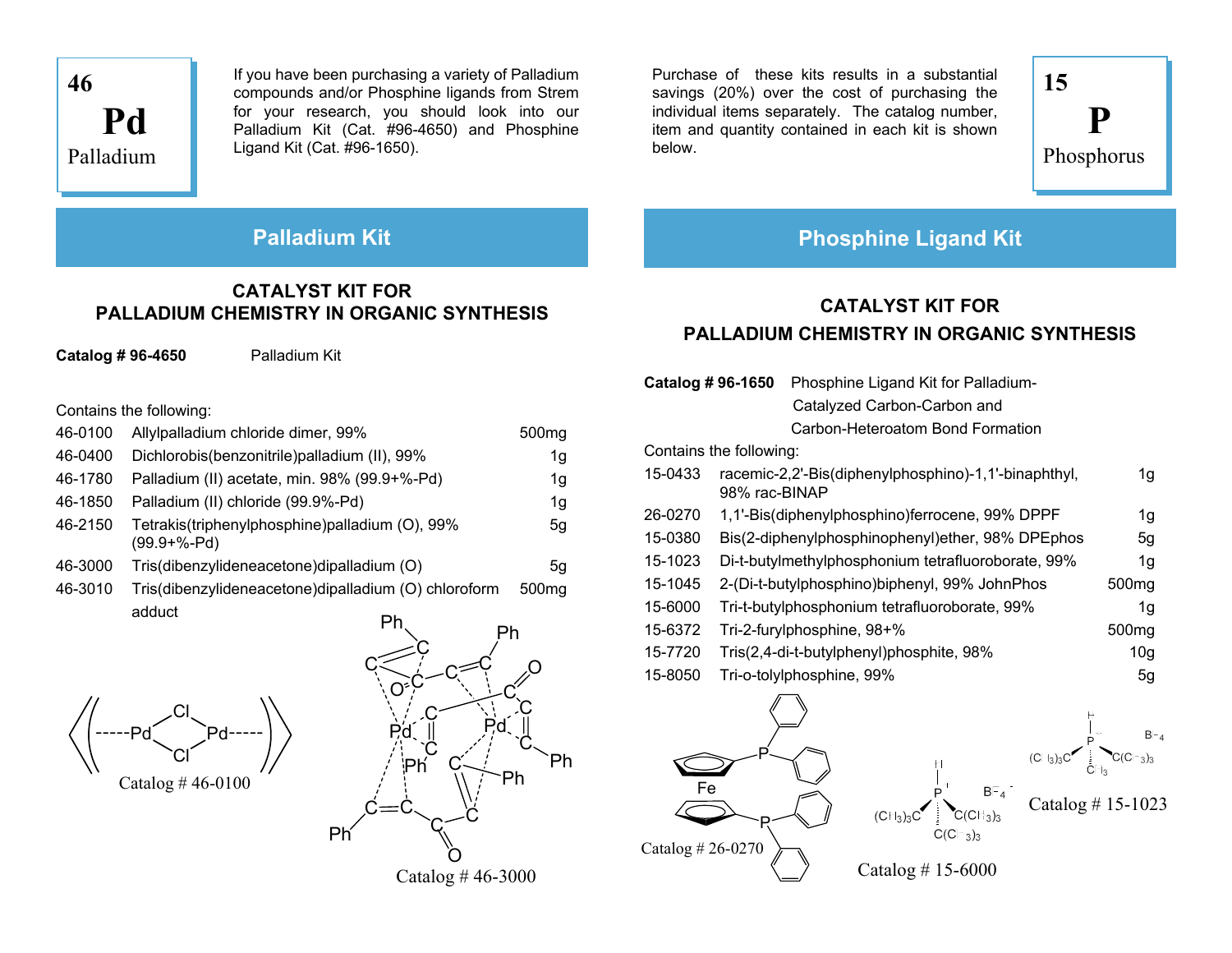46
**Pd**
Palladium

If you have been purchasing a variety of Palladium compounds and/or Phosphine ligands from Strem for your research, you should look into our Palladium Kit (Cat. #96-4650) and Phosphine Ligand Kit (Cat. #96-1650).

Purchase of these kits results in a substantial savings (20%) over the cost of purchasing the individual items separately. The catalog number, item and quantity contained in each kit is shown below.

15
**P**
Phosphorus

## Palladium Kit

### CATALYST KIT FOR PALLADIUM CHEMISTRY IN ORGANIC SYNTHESIS

**Catalog # 96-4650** Palladium Kit

Contains the following:

| | | |
|---|---|---|
| 46-0100 | Allylpalladium chloride dimer, 99% | 500mg |
| 46-0400 | Dichlorobis(benzonitrile)palladium (II), 99% | 1g |
| 46-1780 | Palladium (II) acetate, min. 98% (99.9+%-Pd) | 1g |
| 46-1850 | Palladium (II) chloride (99.9%-Pd) | 1g |
| 46-2150 | Tetrakis(triphenylphosphine)palladium (O), 99% (99.9+%-Pd) | 5g |
| 46-3000 | Tris(dibenzylideneacetone)dipalladium (O) | 5g |
| 46-3010 | Tris(dibenzylideneacetone)dipalladium (O) chloroform adduct | 500mg |

Catalog # 46-0100

Catalog # 46-3000

## Phosphine Ligand Kit

### CATALYST KIT FOR PALLADIUM CHEMISTRY IN ORGANIC SYNTHESIS

**Catalog # 96-1650** Phosphine Ligand Kit for Palladium-Catalyzed Carbon-Carbon and Carbon-Heteroatom Bond Formation

Contains the following:

| | | |
|---|---|---|
| 15-0433 | racemic-2,2'-Bis(diphenylphosphino)-1,1'-binaphthyl, 98% rac-BINAP | 1g |
| 26-0270 | 1,1'-Bis(diphenylphosphino)ferrocene, 99% DPPF | 1g |
| 15-0380 | Bis(2-diphenylphosphinophenyl)ether, 98% DPEphos | 5g |
| 15-1023 | Di-t-butylmethylphosphonium tetrafluoroborate, 99% | 1g |
| 15-1045 | 2-(Di-t-butylphosphino)biphenyl, 99% JohnPhos | 500mg |
| 15-6000 | Tri-t-butylphosphonium tetrafluoroborate, 99% | 1g |
| 15-6372 | Tri-2-furylphosphine, 98+% | 500mg |
| 15-7720 | Tris(2,4-di-t-butylphenyl)phosphite, 98% | 10g |
| 15-8050 | Tri-o-tolylphosphine, 99% | 5g |

Catalog # 26-0270

Catalog # 15-6000

Catalog # 15-1023